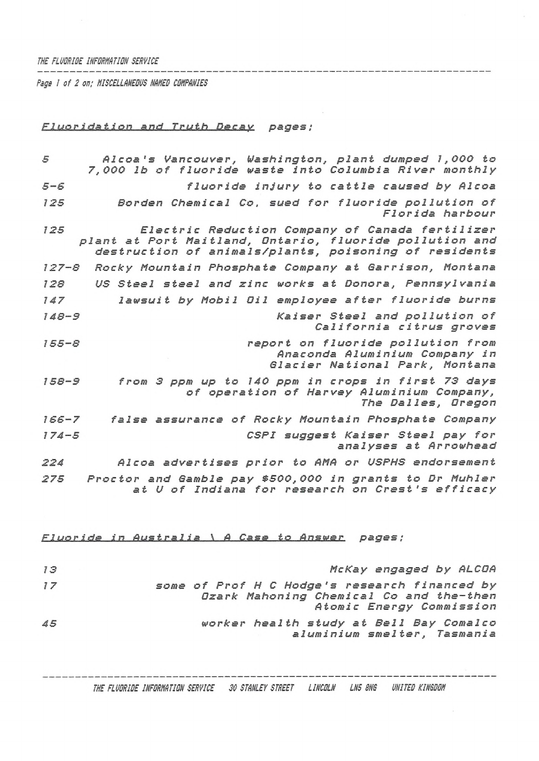THE FLUORIDE INFORMATION SERVICE

Page 1 of 2 on; MISCELLANEOUS NAMED COMPANIES

## Fluoridation and Truth Decay pages:

| | |
|---|---|
| 5 | Alcoa's Vancouver, Washington, plant dumped 1,000 to 7,000 lb of fluoride waste into Columbia River monthly |
| 5-6 | fluoride injury to cattle caused by Alcoa |
| 125 | Borden Chemical Co, sued for fluoride pollution of Florida harbour |
| 125 | Electric Reduction Company of Canada fertilizer plant at Port Maitland, Ontario, fluoride pollution and destruction of animals/plants, poisoning of residents |
| 127-8 | Rocky Mountain Phosphate Company at Garrison, Montana |
| 128 | US Steel steel and zinc works at Donora, Pennsylvania |
| 147 | lawsuit by Mobil Oil employee after fluoride burns |
| 148-9 | Kaiser Steel and pollution of California citrus groves |
| 155-8 | report on fluoride pollution from Anaconda Aluminium Company in Glacier National Park, Montana |
| 158-9 | from 3 ppm up to 140 ppm in crops in first 73 days of operation of Harvey Aluminium Company, The Dalles, Oregon |
| 166-7 | false assurance of Rocky Mountain Phosphate Company |
| 174-5 | CSPI suggest Kaiser Steel pay for analyses at Arrowhead |
| 224 | Alcoa advertises prior to AMA or USPHS endorsement |
| 275 | Proctor and Gamble pay $500,000 in grants to Dr Muhler at U of Indiana for research on Crest's efficacy |

## Fluoride in Australia \ A Case to Answer pages:

| | |
|---|---|
| 13 | McKay engaged by ALCOA |
| 17 | some of Prof H C Hodge's research financed by Ozark Mahoning Chemical Co and the-then Atomic Energy Commission |
| 45 | worker health study at Bell Bay Comalco aluminium smelter, Tasmania |

THE FLUORIDE INFORMATION SERVICE 30 STANLEY STREET LINCOLN LN5 8NG UNITED KINGDOM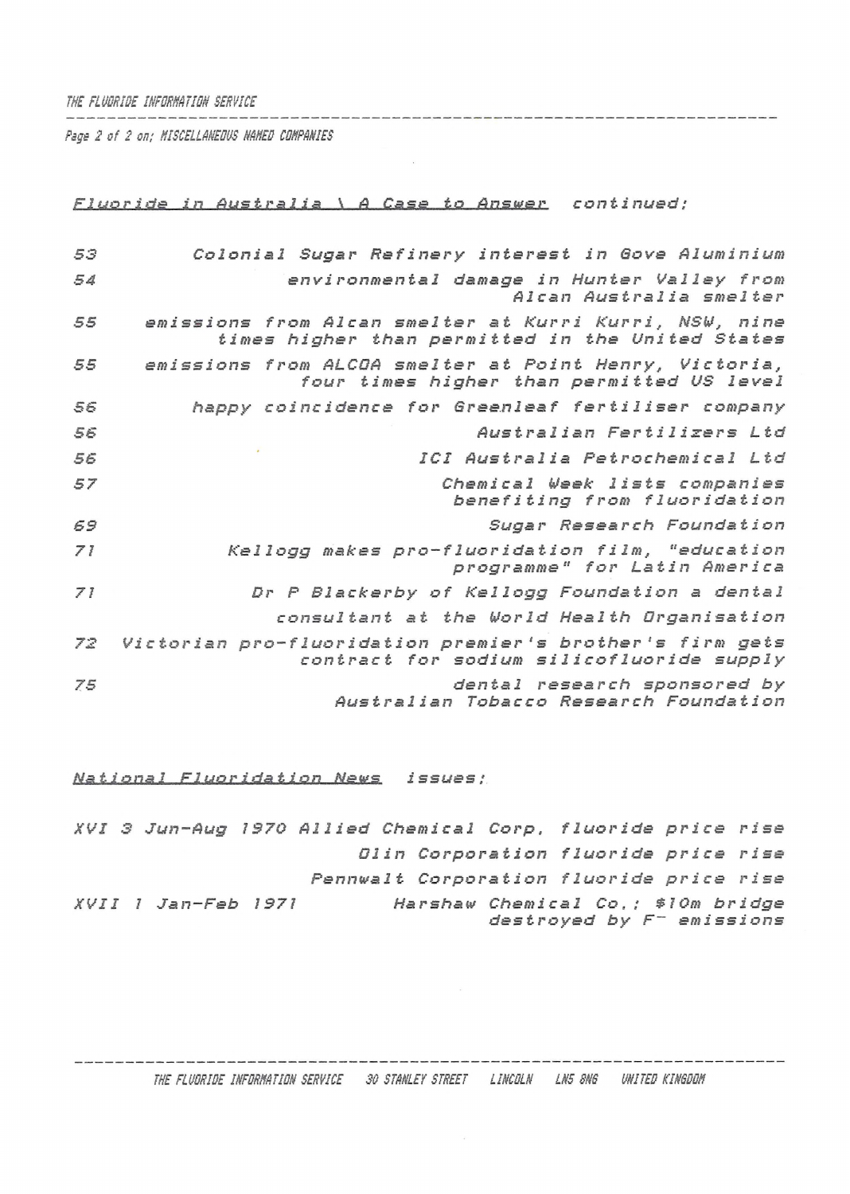*Fluoride in Australia \ A Case to Answer* continued:

| | |
|---|---|
| 53 | Colonial Sugar Refinery interest in Gove Aluminium |
| 54 | environmental damage in Hunter Valley from Alcan Australia smelter |
| 55 | emissions from Alcan smelter at Kurri Kurri, NSW, nine times higher than permitted in the United States |
| 55 | emissions from ALCOA smelter at Point Henry, Victoria, four times higher than permitted US level |
| 56 | happy coincidence for Greenleaf fertiliser company |
| 56 | Australian Fertilizers Ltd |
| 56 | ICI Australia Petrochemical Ltd |
| 57 | Chemical Week lists companies benefiting from fluoridation |
| 69 | Sugar Research Foundation |
| 71 | Kellogg makes pro-fluoridation film, "education programme" for Latin America |
| 71 | Dr P Blackerby of Kellogg Foundation a dental consultant at the World Health Organisation |
| 72 | Victorian pro-fluoridation premier's brother's firm gets contract for sodium silicofluoride supply |
| 75 | dental research sponsored by Australian Tobacco Research Foundation |

*National Fluoridation News* issues;

| | |
|---|---|
| XVI 3 Jun-Aug 1970 | Allied Chemical Corp, fluoride price rise |
| | Olin Corporation fluoride price rise |
| | Pennwalt Corporation fluoride price rise |
| XVII 1 Jan-Feb 1971 | Harshaw Chemical Co.; $10m bridge destroyed by $F^-$ emissions |